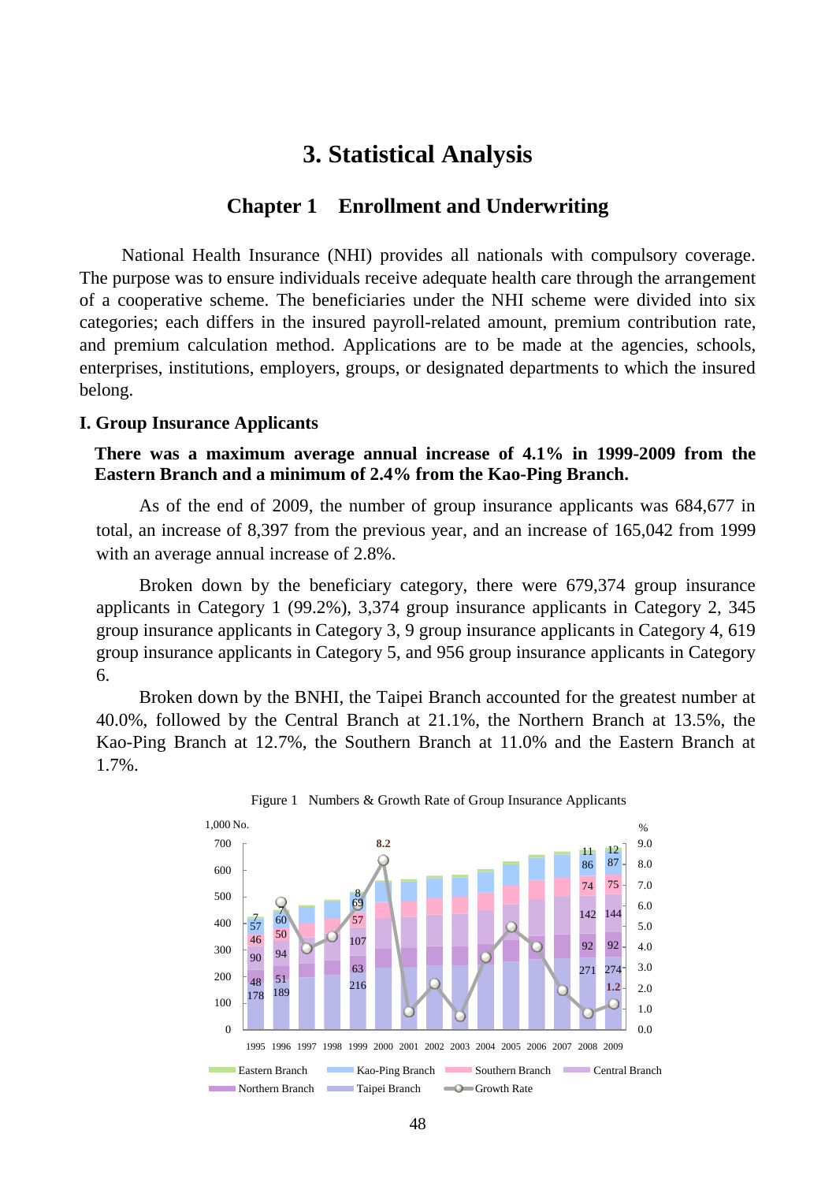# 3. Statistical Analysis

## Chapter 1 Enrollment and Underwriting

National Health Insurance (NHI) provides all nationals with compulsory coverage. The purpose was to ensure individuals receive adequate health care through the arrangement of a cooperative scheme. The beneficiaries under the NHI scheme were divided into six categories; each differs in the insured payroll-related amount, premium contribution rate, and premium calculation method. Applications are to be made at the agencies, schools, enterprises, institutions, employers, groups, or designated departments to which the insured belong.

### I. Group Insurance Applicants

**There was a maximum average annual increase of 4.1% in 1999-2009 from the Eastern Branch and a minimum of 2.4% from the Kao-Ping Branch.**

As of the end of 2009, the number of group insurance applicants was 684,677 in total, an increase of 8,397 from the previous year, and an increase of 165,042 from 1999 with an average annual increase of 2.8%.

Broken down by the beneficiary category, there were 679,374 group insurance applicants in Category 1 (99.2%), 3,374 group insurance applicants in Category 2, 345 group insurance applicants in Category 3, 9 group insurance applicants in Category 4, 619 group insurance applicants in Category 5, and 956 group insurance applicants in Category 6.

Broken down by the BNHI, the Taipei Branch accounted for the greatest number at 40.0%, followed by the Central Branch at 21.1%, the Northern Branch at 13.5%, the Kao-Ping Branch at 12.7%, the Southern Branch at 11.0% and the Eastern Branch at 1.7%.

Figure 1 Numbers & Growth Rate of Group Insurance Applicants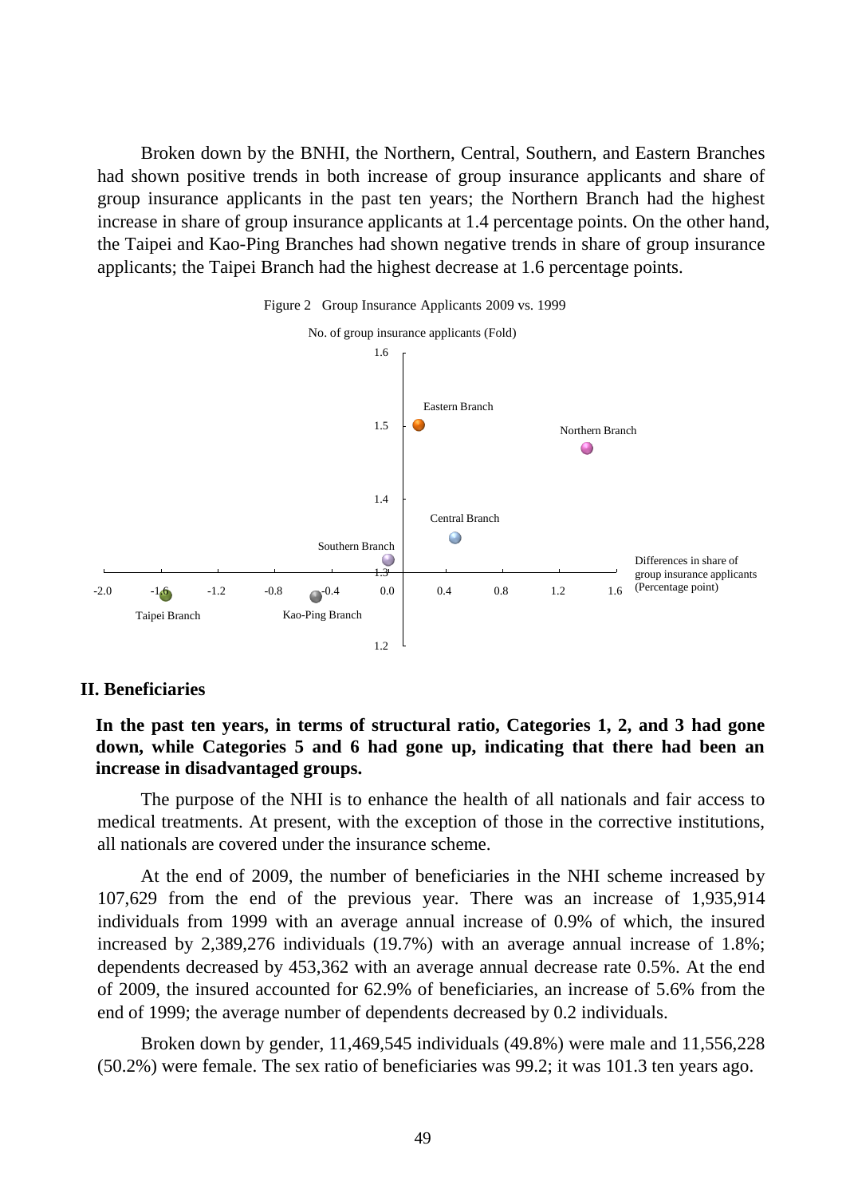Broken down by the BNHI, the Northern, Central, Southern, and Eastern Branches had shown positive trends in both increase of group insurance applicants and share of group insurance applicants in the past ten years; the Northern Branch had the highest increase in share of group insurance applicants at 1.4 percentage points. On the other hand, the Taipei and Kao-Ping Branches had shown negative trends in share of group insurance applicants; the Taipei Branch had the highest decrease at 1.6 percentage points.

Figure 2 Group Insurance Applicants 2009 vs. 1999

No. of group insurance applicants (Fold)

Differences in share of group insurance applicants (Percentage point)

Eastern Branch, Northern Branch, Central Branch, Southern Branch, Taipei Branch, Kao-Ping Branch

## II. Beneficiaries

**In the past ten years, in terms of structural ratio, Categories 1, 2, and 3 had gone down, while Categories 5 and 6 had gone up, indicating that there had been an increase in disadvantaged groups.**

The purpose of the NHI is to enhance the health of all nationals and fair access to medical treatments. At present, with the exception of those in the corrective institutions, all nationals are covered under the insurance scheme.

At the end of 2009, the number of beneficiaries in the NHI scheme increased by 107,629 from the end of the previous year. There was an increase of 1,935,914 individuals from 1999 with an average annual increase of 0.9% of which, the insured increased by 2,389,276 individuals (19.7%) with an average annual increase of 1.8%; dependents decreased by 453,362 with an average annual decrease rate 0.5%. At the end of 2009, the insured accounted for 62.9% of beneficiaries, an increase of 5.6% from the end of 1999; the average number of dependents decreased by 0.2 individuals.

Broken down by gender, 11,469,545 individuals (49.8%) were male and 11,556,228 (50.2%) were female. The sex ratio of beneficiaries was 99.2; it was 101.3 ten years ago.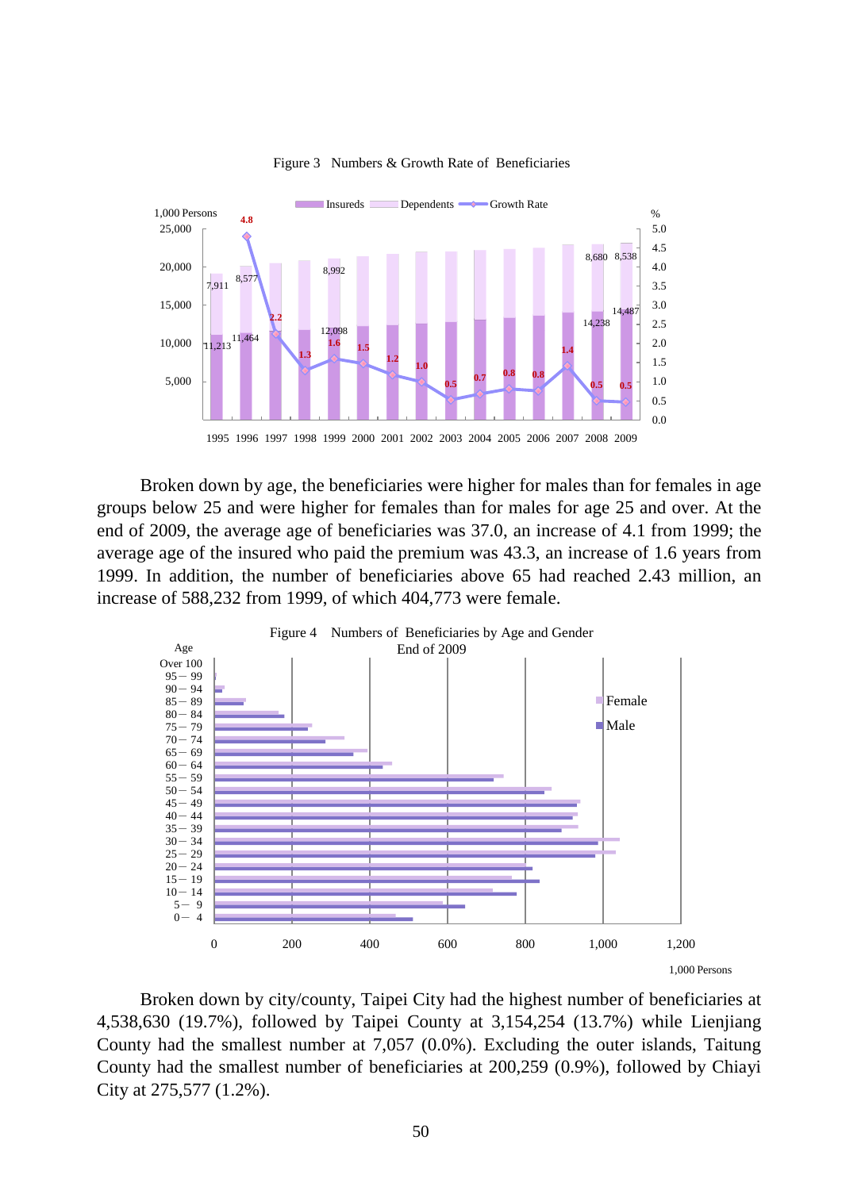Figure 3 Numbers & Growth Rate of Beneficiaries

Broken down by age, the beneficiaries were higher for males than for females in age groups below 25 and were higher for females than for males for age 25 and over. At the end of 2009, the average age of beneficiaries was 37.0, an increase of 4.1 from 1999; the average age of the insured who paid the premium was 43.3, an increase of 1.6 years from 1999. In addition, the number of beneficiaries above 65 had reached 2.43 million, an increase of 588,232 from 1999, of which 404,773 were female.

Figure 4 Numbers of Beneficiaries by Age and Gender End of 2009

Broken down by city/county, Taipei City had the highest number of beneficiaries at 4,538,630 (19.7%), followed by Taipei County at 3,154,254 (13.7%) while Lienjiang County had the smallest number at 7,057 (0.0%). Excluding the outer islands, Taitung County had the smallest number of beneficiaries at 200,259 (0.9%), followed by Chiayi City at 275,577 (1.2%).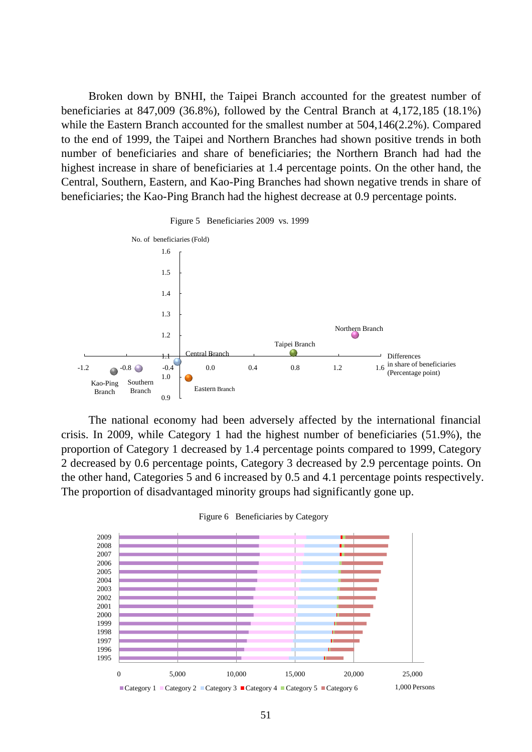Broken down by BNHI, the Taipei Branch accounted for the greatest number of beneficiaries at 847,009 (36.8%), followed by the Central Branch at 4,172,185 (18.1%) while the Eastern Branch accounted for the smallest number at 504,146(2.2%). Compared to the end of 1999, the Taipei and Northern Branches had shown positive trends in both number of beneficiaries and share of beneficiaries; the Northern Branch had had the highest increase in share of beneficiaries at 1.4 percentage points. On the other hand, the Central, Southern, Eastern, and Kao-Ping Branches had shown negative trends in share of beneficiaries; the Kao-Ping Branch had the highest decrease at 0.9 percentage points.

Figure 5 Beneficiaries 2009 vs. 1999

The national economy had been adversely affected by the international financial crisis. In 2009, while Category 1 had the highest number of beneficiaries (51.9%), the proportion of Category 1 decreased by 1.4 percentage points compared to 1999, Category 2 decreased by 0.6 percentage points, Category 3 decreased by 2.9 percentage points. On the other hand, Categories 5 and 6 increased by 0.5 and 4.1 percentage points respectively. The proportion of disadvantaged minority groups had significantly gone up.

Figure 6 Beneficiaries by Category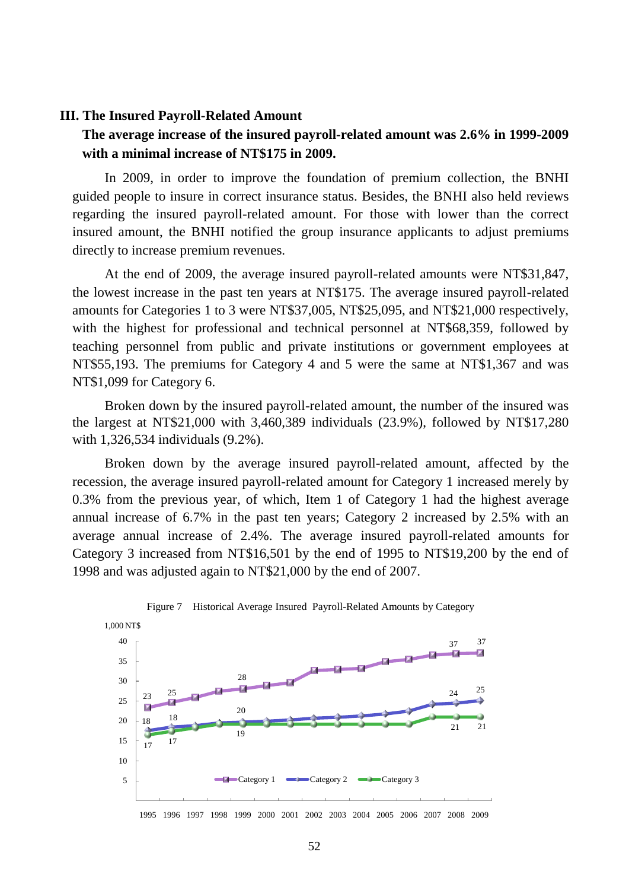## III. The Insured Payroll-Related Amount

**The average increase of the insured payroll-related amount was 2.6% in 1999-2009 with a minimal increase of NT$175 in 2009.**

In 2009, in order to improve the foundation of premium collection, the BNHI guided people to insure in correct insurance status. Besides, the BNHI also held reviews regarding the insured payroll-related amount. For those with lower than the correct insured amount, the BNHI notified the group insurance applicants to adjust premiums directly to increase premium revenues.

At the end of 2009, the average insured payroll-related amounts were NT$31,847, the lowest increase in the past ten years at NT$175. The average insured payroll-related amounts for Categories 1 to 3 were NT$37,005, NT$25,095, and NT$21,000 respectively, with the highest for professional and technical personnel at NT$68,359, followed by teaching personnel from public and private institutions or government employees at NT$55,193. The premiums for Category 4 and 5 were the same at NT$1,367 and was NT$1,099 for Category 6.

Broken down by the insured payroll-related amount, the number of the insured was the largest at NT$21,000 with 3,460,389 individuals (23.9%), followed by NT$17,280 with 1,326,534 individuals (9.2%).

Broken down by the average insured payroll-related amount, affected by the recession, the average insured payroll-related amount for Category 1 increased merely by 0.3% from the previous year, of which, Item 1 of Category 1 had the highest average annual increase of 6.7% in the past ten years; Category 2 increased by 2.5% with an average annual increase of 2.4%. The average insured payroll-related amounts for Category 3 increased from NT$16,501 by the end of 1995 to NT$19,200 by the end of 1998 and was adjusted again to NT$21,000 by the end of 2007.

Figure 7 Historical Average Insured Payroll-Related Amounts by Category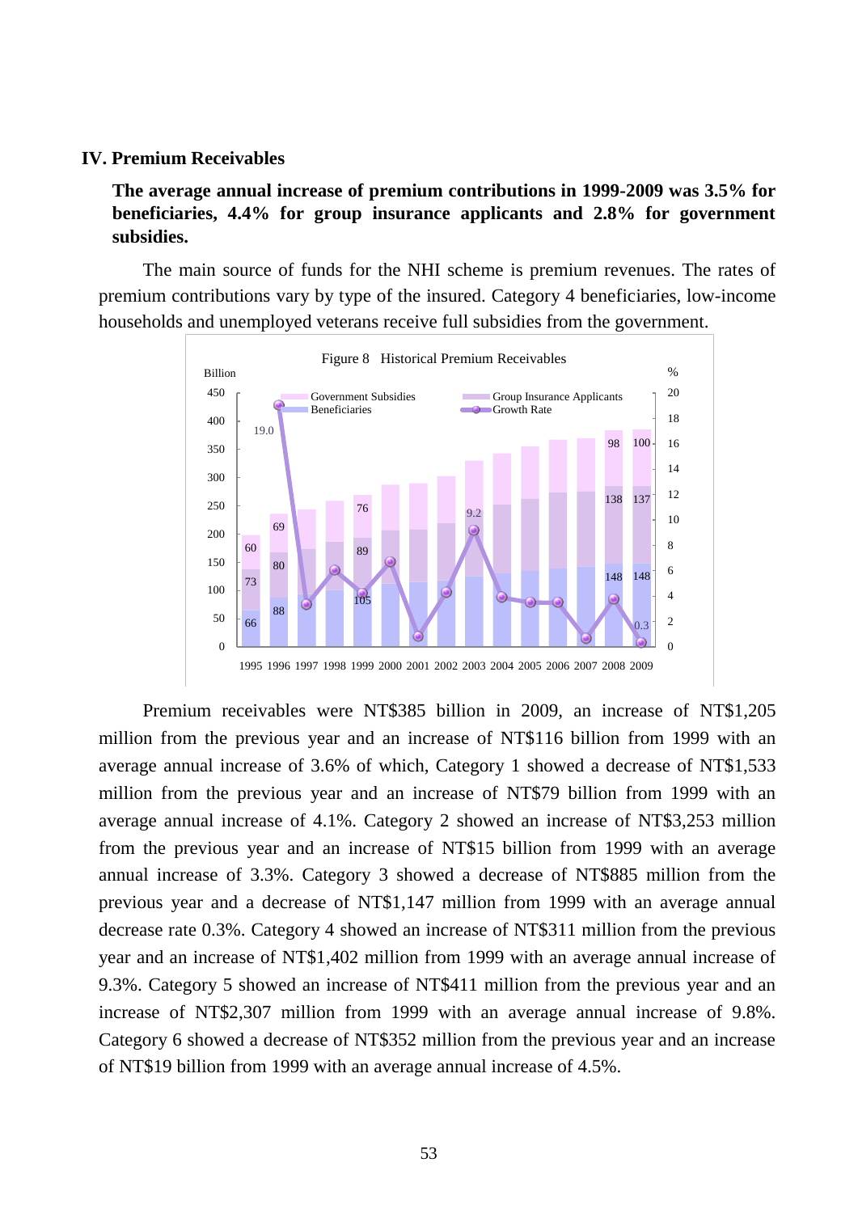## IV. Premium Receivables

**The average annual increase of premium contributions in 1999-2009 was 3.5% for beneficiaries, 4.4% for group insurance applicants and 2.8% for government subsidies.**

The main source of funds for the NHI scheme is premium revenues. The rates of premium contributions vary by type of the insured. Category 4 beneficiaries, low-income households and unemployed veterans receive full subsidies from the government.

Figure 8 Historical Premium Receivables

Premium receivables were NT$385 billion in 2009, an increase of NT$1,205 million from the previous year and an increase of NT$116 billion from 1999 with an average annual increase of 3.6% of which, Category 1 showed a decrease of NT$1,533 million from the previous year and an increase of NT$79 billion from 1999 with an average annual increase of 4.1%. Category 2 showed an increase of NT$3,253 million from the previous year and an increase of NT$15 billion from 1999 with an average annual increase of 3.3%. Category 3 showed a decrease of NT$885 million from the previous year and a decrease of NT$1,147 million from 1999 with an average annual decrease rate 0.3%. Category 4 showed an increase of NT$311 million from the previous year and an increase of NT$1,402 million from 1999 with an average annual increase of 9.3%. Category 5 showed an increase of NT$411 million from the previous year and an increase of NT$2,307 million from 1999 with an average annual increase of 9.8%. Category 6 showed a decrease of NT$352 million from the previous year and an increase of NT$19 billion from 1999 with an average annual increase of 4.5%.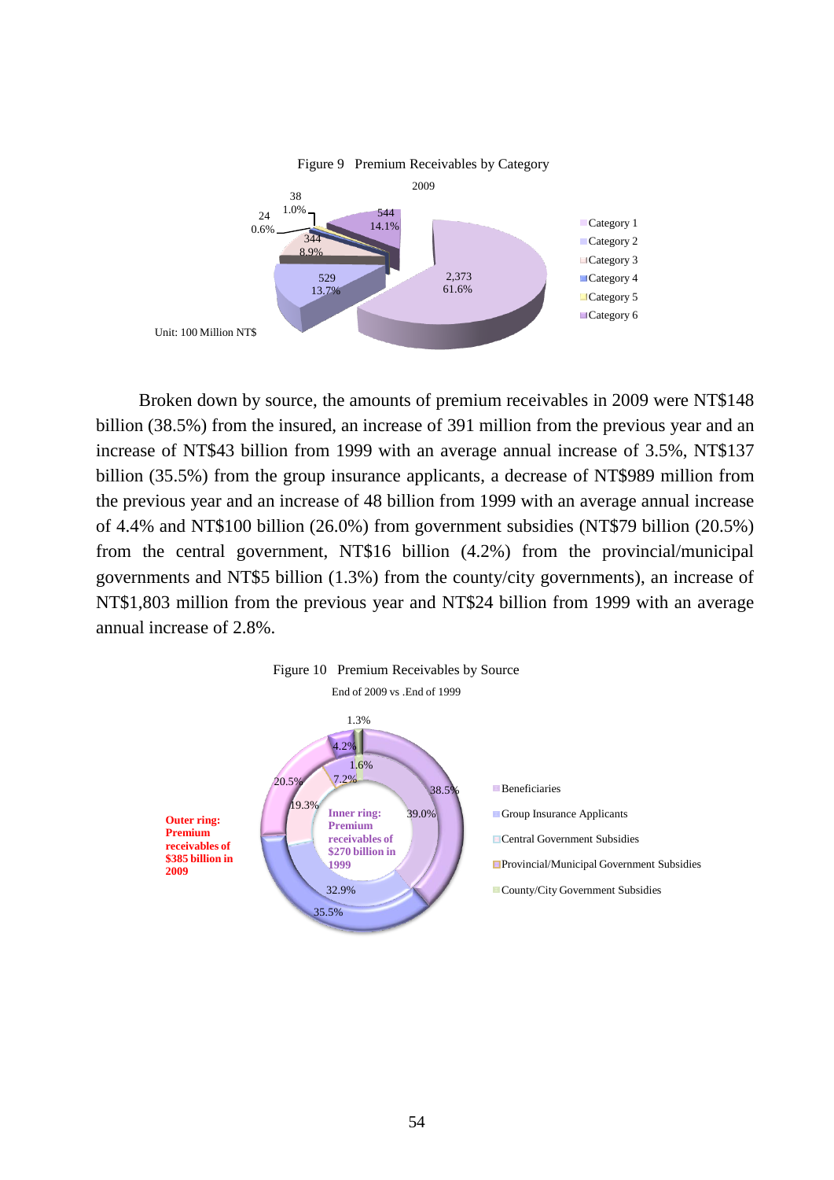Figure 9 Premium Receivables by Category

2009

38
1.0%
24
0.6%
544
14.1%
344
8.9%
529
13.7%
2,373
61.6%

Category 1
Category 2
Category 3
Category 4
Category 5
Category 6

Unit: 100 Million NT$

Broken down by source, the amounts of premium receivables in 2009 were NT$148 billion (38.5%) from the insured, an increase of 391 million from the previous year and an increase of NT$43 billion from 1999 with an average annual increase of 3.5%, NT$137 billion (35.5%) from the group insurance applicants, a decrease of NT$989 million from the previous year and an increase of 48 billion from 1999 with an average annual increase of 4.4% and NT$100 billion (26.0%) from government subsidies (NT$79 billion (20.5%) from the central government, NT$16 billion (4.2%) from the provincial/municipal governments and NT$5 billion (1.3%) from the county/city governments), an increase of NT$1,803 million from the previous year and NT$24 billion from 1999 with an average annual increase of 2.8%.

Figure 10 Premium Receivables by Source

End of 2009 vs .End of 1999

Outer ring: Premium receivables of $385 billion in 2009

Inner ring: Premium receivables of $270 billion in 1999

1.3%
4.2%
1.6%
7.2%
20.5%
38.5%
19.3%
39.0%
32.9%
35.5%

Beneficiaries
Group Insurance Applicants
Central Government Subsidies
Provincial/Municipal Government Subsidies
County/City Government Subsidies